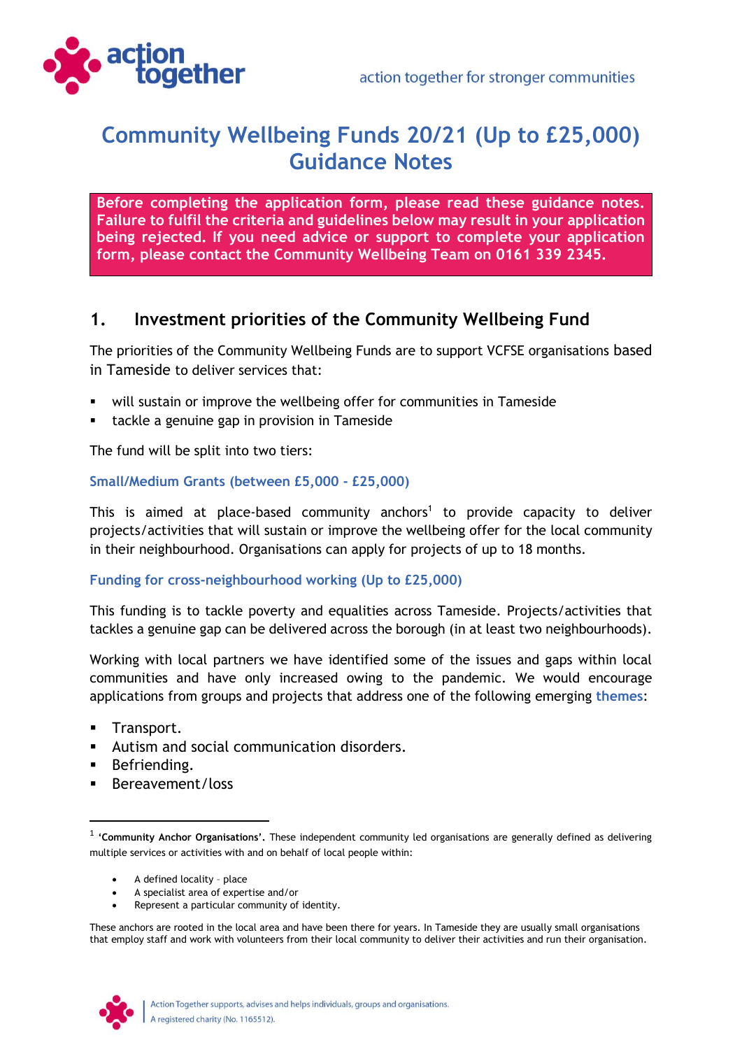# Community Wellbeing Funds 20/21 (Up to £25,000) Guidance Notes

**Before completing the application form, please read these guidance notes. Failure to fulfil the criteria and guidelines below may result in your application being rejected. If you need advice or support to complete your application form, please contact the Community Wellbeing Team on 0161 339 2345.**

## 1. Investment priorities of the Community Wellbeing Fund

The priorities of the Community Wellbeing Funds are to support VCFSE organisations based in Tameside to deliver services that:

- will sustain or improve the wellbeing offer for communities in Tameside
- tackle a genuine gap in provision in Tameside

The fund will be split into two tiers:

### Small/Medium Grants (between £5,000 - £25,000)

This is aimed at place-based community anchors[1] to provide capacity to deliver projects/activities that will sustain or improve the wellbeing offer for the local community in their neighbourhood. Organisations can apply for projects of up to 18 months.

### Funding for cross-neighbourhood working (Up to £25,000)

This funding is to tackle poverty and equalities across Tameside. Projects/activities that tackles a genuine gap can be delivered across the borough (in at least two neighbourhoods).

Working with local partners we have identified some of the issues and gaps within local communities and have only increased owing to the pandemic. We would encourage applications from groups and projects that address one of the following emerging **themes**:

- Transport.
- Autism and social communication disorders.
- Befriending.
- Bereavement/loss

---

[1] **'Community Anchor Organisations'.** These independent community led organisations are generally defined as delivering multiple services or activities with and on behalf of local people within:

- A defined locality – place
- A specialist area of expertise and/or
- Represent a particular community of identity.

These anchors are rooted in the local area and have been there for years. In Tameside they are usually small organisations that employ staff and work with volunteers from their local community to deliver their activities and run their organisation.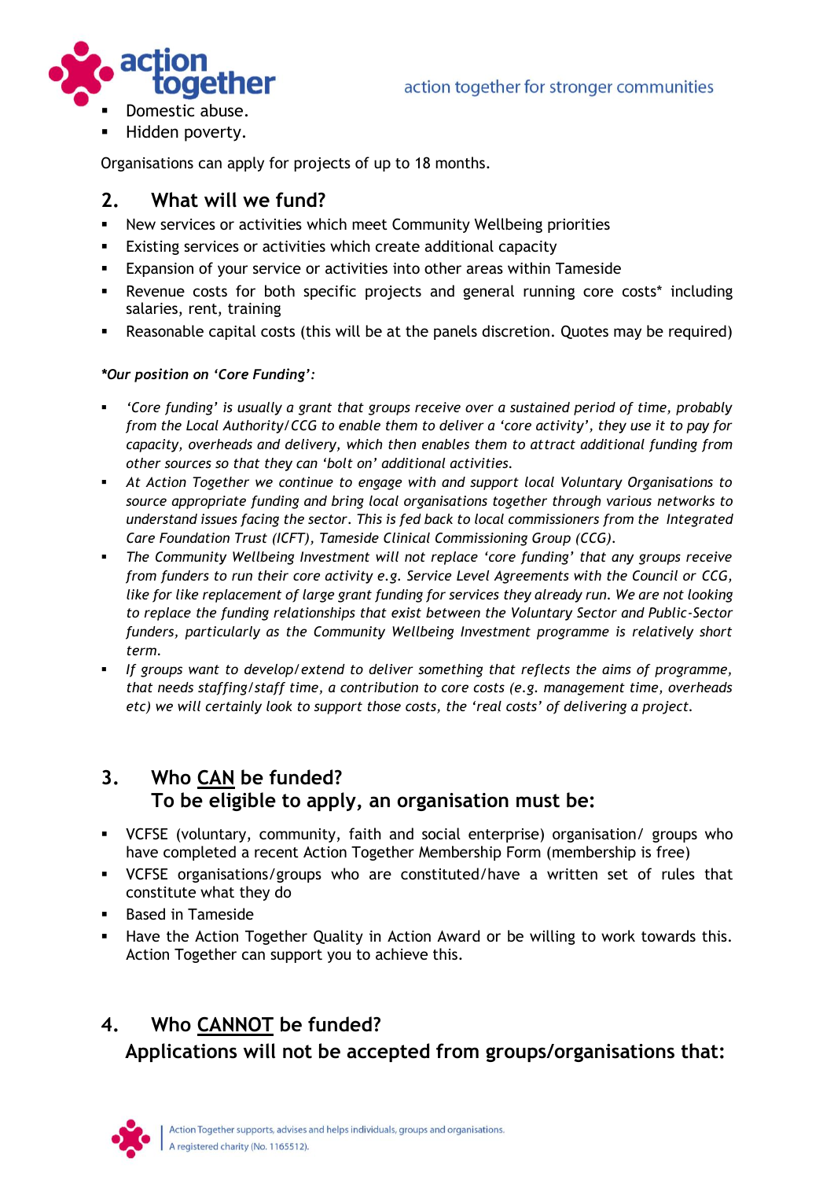- Domestic abuse.
- Hidden poverty.

Organisations can apply for projects of up to 18 months.

## 2. What will we fund?

- New services or activities which meet Community Wellbeing priorities
- Existing services or activities which create additional capacity
- Expansion of your service or activities into other areas within Tameside
- Revenue costs for both specific projects and general running core costs* including salaries, rent, training
- Reasonable capital costs (this will be at the panels discretion. Quotes may be required)

***Our position on 'Core Funding':***

- *'Core funding' is usually a grant that groups receive over a sustained period of time, probably from the Local Authority/CCG to enable them to deliver a 'core activity', they use it to pay for capacity, overheads and delivery, which then enables them to attract additional funding from other sources so that they can 'bolt on' additional activities.*
- *At Action Together we continue to engage with and support local Voluntary Organisations to source appropriate funding and bring local organisations together through various networks to understand issues facing the sector. This is fed back to local commissioners from the Integrated Care Foundation Trust (ICFT), Tameside Clinical Commissioning Group (CCG).*
- *The Community Wellbeing Investment will not replace 'core funding' that any groups receive from funders to run their core activity e.g. Service Level Agreements with the Council or CCG, like for like replacement of large grant funding for services they already run. We are not looking to replace the funding relationships that exist between the Voluntary Sector and Public-Sector funders, particularly as the Community Wellbeing Investment programme is relatively short term.*
- *If groups want to develop/extend to deliver something that reflects the aims of programme, that needs staffing/staff time, a contribution to core costs (e.g. management time, overheads etc) we will certainly look to support those costs, the 'real costs' of delivering a project.*

## 3. Who <u>CAN</u> be funded?
## To be eligible to apply, an organisation must be:

- VCFSE (voluntary, community, faith and social enterprise) organisation/ groups who have completed a recent Action Together Membership Form (membership is free)
- VCFSE organisations/groups who are constituted/have a written set of rules that constitute what they do
- Based in Tameside
- Have the Action Together Quality in Action Award or be willing to work towards this. Action Together can support you to achieve this.

## 4. Who <u>CANNOT</u> be funded?
## Applications will not be accepted from groups/organisations that: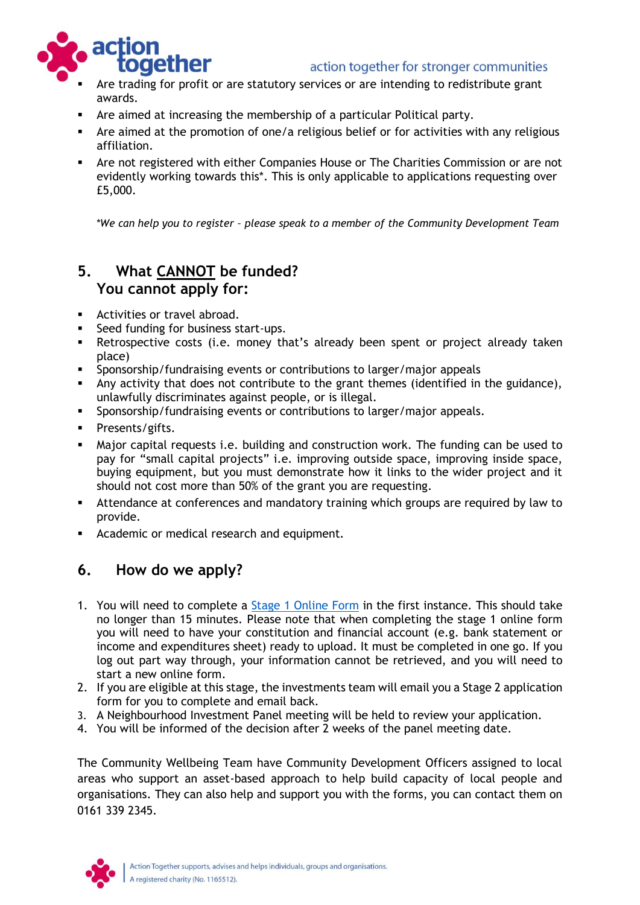- Are trading for profit or are statutory services or are intending to redistribute grant awards.
- Are aimed at increasing the membership of a particular Political party.
- Are aimed at the promotion of one/a religious belief or for activities with any religious affiliation.
- Are not registered with either Companies House or The Charities Commission or are not evidently working towards this*. This is only applicable to applications requesting over £5,000.

*We can help you to register – please speak to a member of the Community Development Team*

## 5. What <u>CANNOT</u> be funded? You cannot apply for:

- Activities or travel abroad.
- Seed funding for business start-ups.
- Retrospective costs (i.e. money that's already been spent or project already taken place)
- Sponsorship/fundraising events or contributions to larger/major appeals
- Any activity that does not contribute to the grant themes (identified in the guidance), unlawfully discriminates against people, or is illegal.
- Sponsorship/fundraising events or contributions to larger/major appeals.
- Presents/gifts.
- Major capital requests i.e. building and construction work. The funding can be used to pay for "small capital projects" i.e. improving outside space, improving inside space, buying equipment, but you must demonstrate how it links to the wider project and it should not cost more than 50% of the grant you are requesting.
- Attendance at conferences and mandatory training which groups are required by law to provide.
- Academic or medical research and equipment.

## 6. How do we apply?

1. You will need to complete a Stage 1 Online Form in the first instance. This should take no longer than 15 minutes. Please note that when completing the stage 1 online form you will need to have your constitution and financial account (e.g. bank statement or income and expenditures sheet) ready to upload. It must be completed in one go. If you log out part way through, your information cannot be retrieved, and you will need to start a new online form.
2. If you are eligible at this stage, the investments team will email you a Stage 2 application form for you to complete and email back.
3. A Neighbourhood Investment Panel meeting will be held to review your application.
4. You will be informed of the decision after 2 weeks of the panel meeting date.

The Community Wellbeing Team have Community Development Officers assigned to local areas who support an asset-based approach to help build capacity of local people and organisations. They can also help and support you with the forms, you can contact them on 0161 339 2345.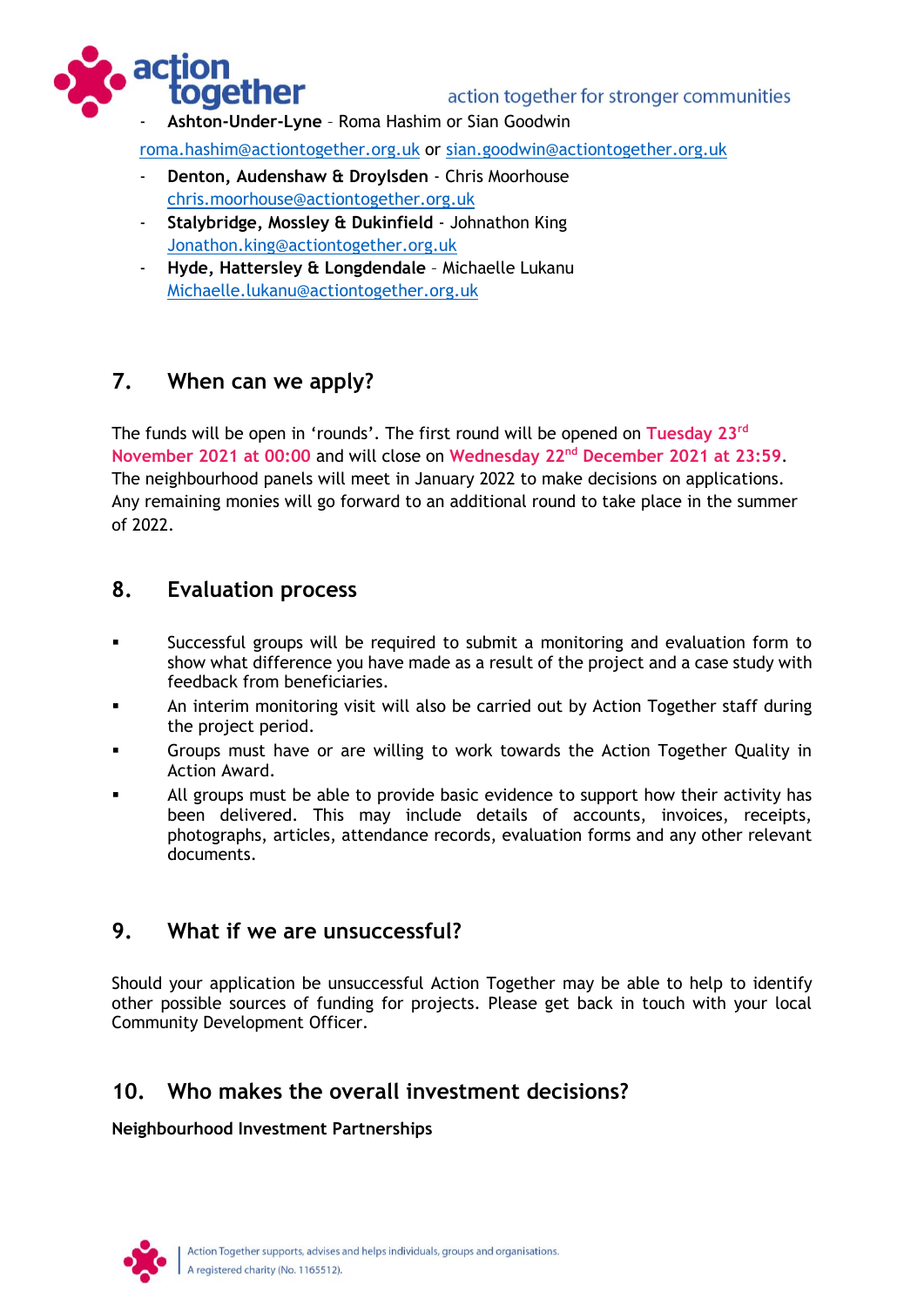- **Ashton-Under-Lyne** – Roma Hashim or Sian Goodwin
  roma.hashim@actiontogether.org.uk or sian.goodwin@actiontogether.org.uk
- **Denton, Audenshaw & Droylsden** - Chris Moorhouse
  chris.moorhouse@actiontogether.org.uk
- **Stalybridge, Mossley & Dukinfield** - Johnathon King
  Jonathon.king@actiontogether.org.uk
- **Hyde, Hattersley & Longdendale** – Michaelle Lukanu
  Michaelle.lukanu@actiontogether.org.uk

## 7. When can we apply?

The funds will be open in 'rounds'. The first round will be opened on **Tuesday 23rd November 2021 at 00:00** and will close on **Wednesday 22nd December 2021 at 23:59**. The neighbourhood panels will meet in January 2022 to make decisions on applications. Any remaining monies will go forward to an additional round to take place in the summer of 2022.

## 8. Evaluation process

- Successful groups will be required to submit a monitoring and evaluation form to show what difference you have made as a result of the project and a case study with feedback from beneficiaries.
- An interim monitoring visit will also be carried out by Action Together staff during the project period.
- Groups must have or are willing to work towards the Action Together Quality in Action Award.
- All groups must be able to provide basic evidence to support how their activity has been delivered. This may include details of accounts, invoices, receipts, photographs, articles, attendance records, evaluation forms and any other relevant documents.

## 9. What if we are unsuccessful?

Should your application be unsuccessful Action Together may be able to help to identify other possible sources of funding for projects. Please get back in touch with your local Community Development Officer.

## 10. Who makes the overall investment decisions?

**Neighbourhood Investment Partnerships**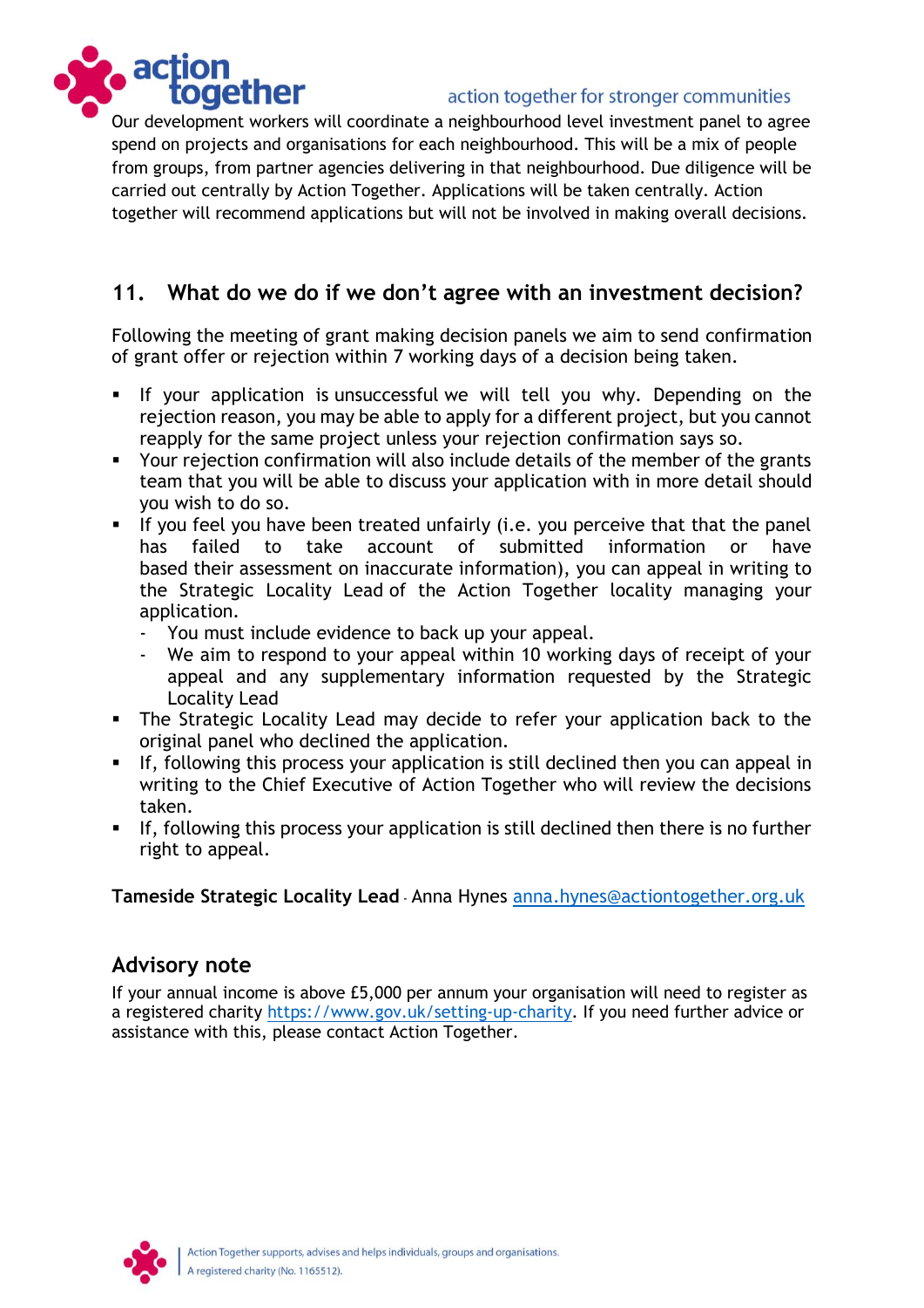Our development workers will coordinate a neighbourhood level investment panel to agree spend on projects and organisations for each neighbourhood. This will be a mix of people from groups, from partner agencies delivering in that neighbourhood. Due diligence will be carried out centrally by Action Together. Applications will be taken centrally. Action together will recommend applications but will not be involved in making overall decisions.

## 11. What do we do if we don't agree with an investment decision?

Following the meeting of grant making decision panels we aim to send confirmation of grant offer or rejection within 7 working days of a decision being taken.

- If your application is unsuccessful we will tell you why. Depending on the rejection reason, you may be able to apply for a different project, but you cannot reapply for the same project unless your rejection confirmation says so.
- Your rejection confirmation will also include details of the member of the grants team that you will be able to discuss your application with in more detail should you wish to do so.
- If you feel you have been treated unfairly (i.e. you perceive that that the panel has failed to take account of submitted information or have based their assessment on inaccurate information), you can appeal in writing to the Strategic Locality Lead of the Action Together locality managing your application.
  - You must include evidence to back up your appeal.
  - We aim to respond to your appeal within 10 working days of receipt of your appeal and any supplementary information requested by the Strategic Locality Lead
- The Strategic Locality Lead may decide to refer your application back to the original panel who declined the application.
- If, following this process your application is still declined then you can appeal in writing to the Chief Executive of Action Together who will review the decisions taken.
- If, following this process your application is still declined then there is no further right to appeal.

**Tameside Strategic Locality Lead** - Anna Hynes anna.hynes@actiontogether.org.uk

## Advisory note

If your annual income is above £5,000 per annum your organisation will need to register as a registered charity https://www.gov.uk/setting-up-charity. If you need further advice or assistance with this, please contact Action Together.